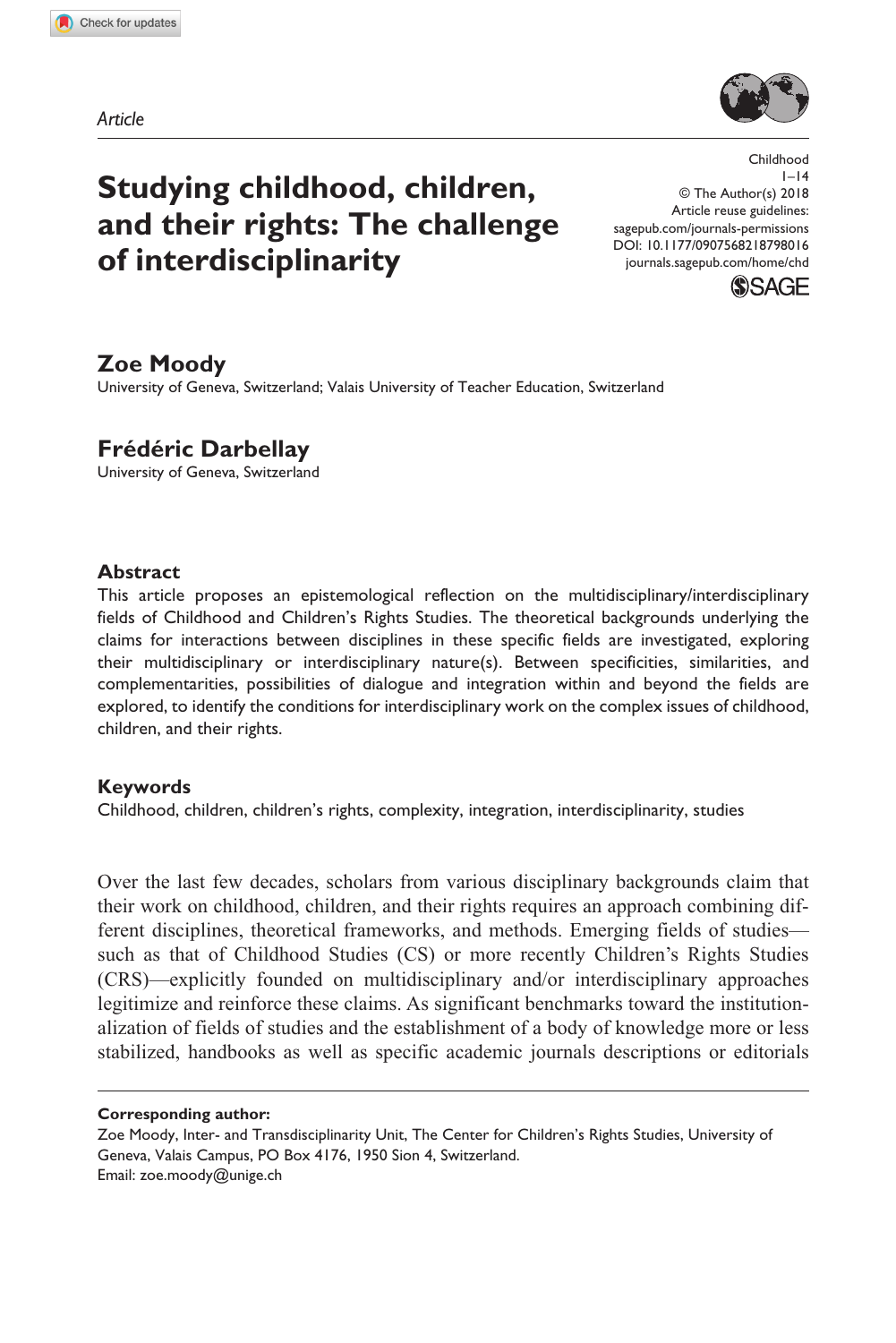*Article*

# Studying childhood, children, and their rights: The challenge of interdisciplinarity

## Zoe Moody

University of Geneva, Switzerland; Valais University of Teacher Education, Switzerland

## Frédéric Darbellay

University of Geneva, Switzerland

### Abstract

This article proposes an epistemological reflection on the multidisciplinary/interdisciplinary fields of Childhood and Children's Rights Studies. The theoretical backgrounds underlying the claims for interactions between disciplines in these specific fields are investigated, exploring their multidisciplinary or interdisciplinary nature(s). Between specificities, similarities, and complementarities, possibilities of dialogue and integration within and beyond the fields are explored, to identify the conditions for interdisciplinary work on the complex issues of childhood, children, and their rights.

### Keywords

Childhood, children, children's rights, complexity, integration, interdisciplinarity, studies

Over the last few decades, scholars from various disciplinary backgrounds claim that their work on childhood, children, and their rights requires an approach combining different disciplines, theoretical frameworks, and methods. Emerging fields of studies—such as that of Childhood Studies (CS) or more recently Children's Rights Studies (CRS)—explicitly founded on multidisciplinary and/or interdisciplinary approaches legitimize and reinforce these claims. As significant benchmarks toward the institutionalization of fields of studies and the establishment of a body of knowledge more or less stabilized, handbooks as well as specific academic journals descriptions or editorials

**Corresponding author:**
Zoe Moody, Inter- and Transdisciplinarity Unit, The Center for Children's Rights Studies, University of Geneva, Valais Campus, PO Box 4176, 1950 Sion 4, Switzerland.
Email: zoe.moody@unige.ch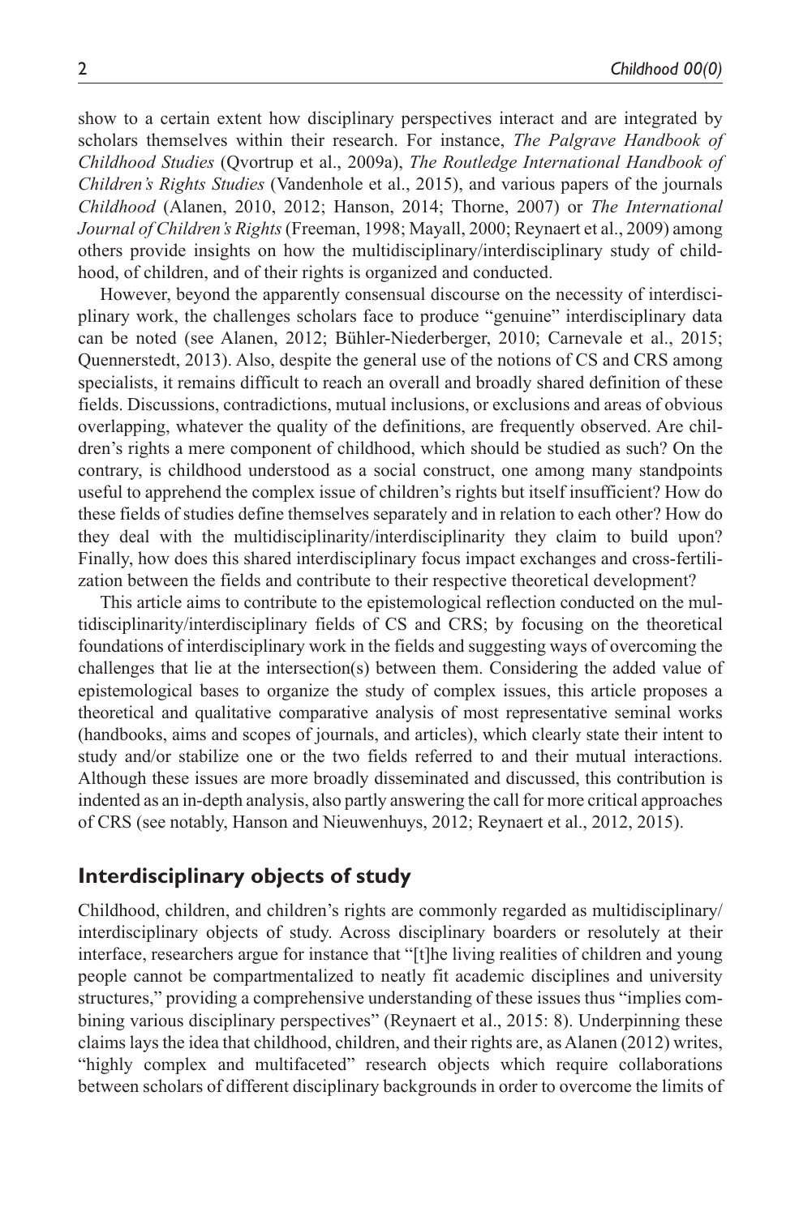show to a certain extent how disciplinary perspectives interact and are integrated by scholars themselves within their research. For instance, *The Palgrave Handbook of Childhood Studies* (Qvortrup et al., 2009a), *The Routledge International Handbook of Children's Rights Studies* (Vandenhole et al., 2015), and various papers of the journals *Childhood* (Alanen, 2010, 2012; Hanson, 2014; Thorne, 2007) or *The International Journal of Children's Rights* (Freeman, 1998; Mayall, 2000; Reynaert et al., 2009) among others provide insights on how the multidisciplinary/interdisciplinary study of childhood, of children, and of their rights is organized and conducted.

However, beyond the apparently consensual discourse on the necessity of interdisciplinary work, the challenges scholars face to produce "genuine" interdisciplinary data can be noted (see Alanen, 2012; Bühler-Niederberger, 2010; Carnevale et al., 2015; Quennerstedt, 2013). Also, despite the general use of the notions of CS and CRS among specialists, it remains difficult to reach an overall and broadly shared definition of these fields. Discussions, contradictions, mutual inclusions, or exclusions and areas of obvious overlapping, whatever the quality of the definitions, are frequently observed. Are children's rights a mere component of childhood, which should be studied as such? On the contrary, is childhood understood as a social construct, one among many standpoints useful to apprehend the complex issue of children's rights but itself insufficient? How do these fields of studies define themselves separately and in relation to each other? How do they deal with the multidisciplinarity/interdisciplinarity they claim to build upon? Finally, how does this shared interdisciplinary focus impact exchanges and cross-fertilization between the fields and contribute to their respective theoretical development?

This article aims to contribute to the epistemological reflection conducted on the multidisciplinarity/interdisciplinary fields of CS and CRS; by focusing on the theoretical foundations of interdisciplinary work in the fields and suggesting ways of overcoming the challenges that lie at the intersection(s) between them. Considering the added value of epistemological bases to organize the study of complex issues, this article proposes a theoretical and qualitative comparative analysis of most representative seminal works (handbooks, aims and scopes of journals, and articles), which clearly state their intent to study and/or stabilize one or the two fields referred to and their mutual interactions. Although these issues are more broadly disseminated and discussed, this contribution is indented as an in-depth analysis, also partly answering the call for more critical approaches of CRS (see notably, Hanson and Nieuwenhuys, 2012; Reynaert et al., 2012, 2015).

## Interdisciplinary objects of study

Childhood, children, and children's rights are commonly regarded as multidisciplinary/interdisciplinary objects of study. Across disciplinary boarders or resolutely at their interface, researchers argue for instance that "[t]he living realities of children and young people cannot be compartmentalized to neatly fit academic disciplines and university structures," providing a comprehensive understanding of these issues thus "implies combining various disciplinary perspectives" (Reynaert et al., 2015: 8). Underpinning these claims lays the idea that childhood, children, and their rights are, as Alanen (2012) writes, "highly complex and multifaceted" research objects which require collaborations between scholars of different disciplinary backgrounds in order to overcome the limits of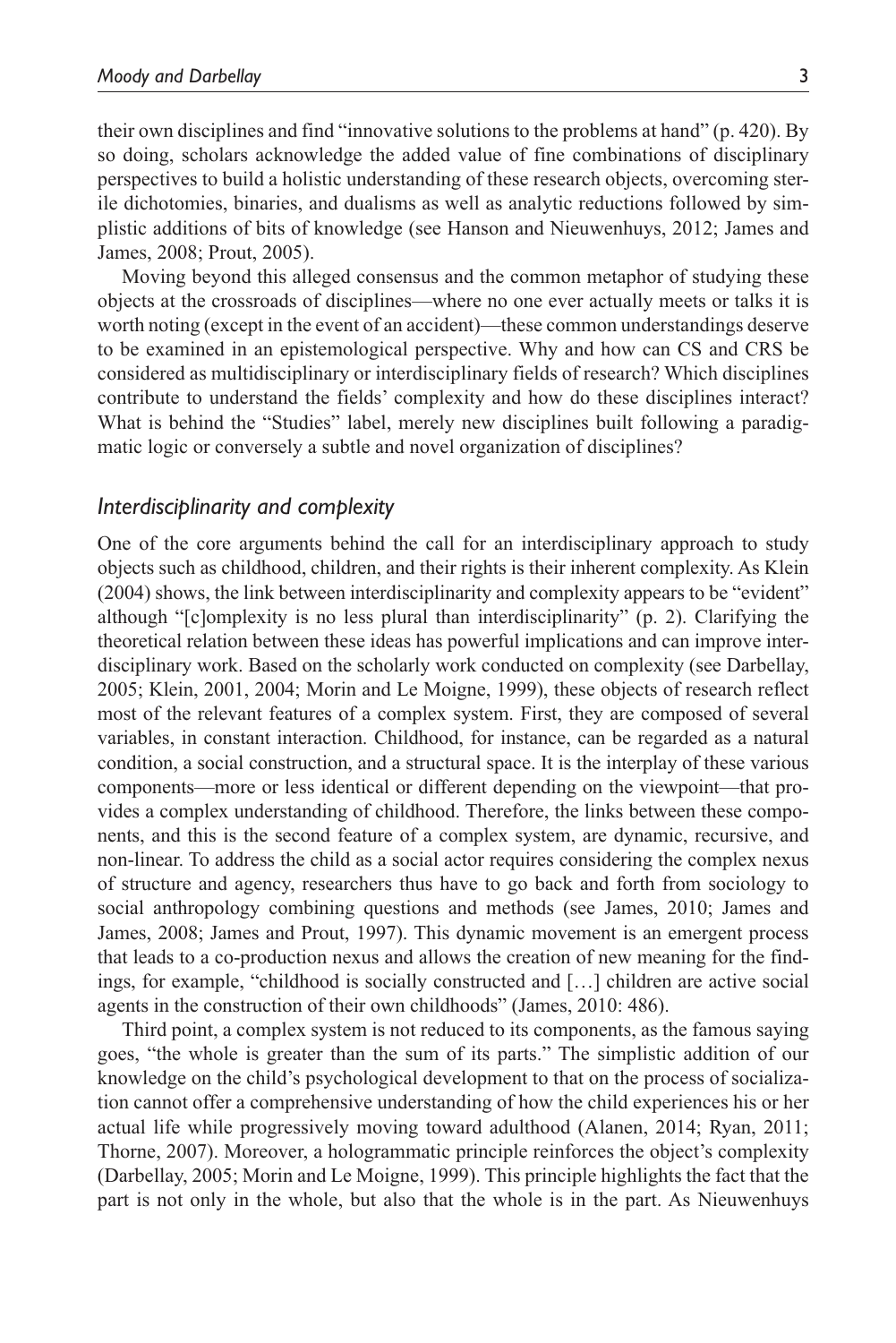their own disciplines and find "innovative solutions to the problems at hand" (p. 420). By so doing, scholars acknowledge the added value of fine combinations of disciplinary perspectives to build a holistic understanding of these research objects, overcoming sterile dichotomies, binaries, and dualisms as well as analytic reductions followed by simplistic additions of bits of knowledge (see Hanson and Nieuwenhuys, 2012; James and James, 2008; Prout, 2005).

Moving beyond this alleged consensus and the common metaphor of studying these objects at the crossroads of disciplines—where no one ever actually meets or talks it is worth noting (except in the event of an accident)—these common understandings deserve to be examined in an epistemological perspective. Why and how can CS and CRS be considered as multidisciplinary or interdisciplinary fields of research? Which disciplines contribute to understand the fields' complexity and how do these disciplines interact? What is behind the "Studies" label, merely new disciplines built following a paradigmatic logic or conversely a subtle and novel organization of disciplines?

## *Interdisciplinarity and complexity*

One of the core arguments behind the call for an interdisciplinary approach to study objects such as childhood, children, and their rights is their inherent complexity. As Klein (2004) shows, the link between interdisciplinarity and complexity appears to be "evident" although "[c]omplexity is no less plural than interdisciplinarity" (p. 2). Clarifying the theoretical relation between these ideas has powerful implications and can improve interdisciplinary work. Based on the scholarly work conducted on complexity (see Darbellay, 2005; Klein, 2001, 2004; Morin and Le Moigne, 1999), these objects of research reflect most of the relevant features of a complex system. First, they are composed of several variables, in constant interaction. Childhood, for instance, can be regarded as a natural condition, a social construction, and a structural space. It is the interplay of these various components—more or less identical or different depending on the viewpoint—that provides a complex understanding of childhood. Therefore, the links between these components, and this is the second feature of a complex system, are dynamic, recursive, and non-linear. To address the child as a social actor requires considering the complex nexus of structure and agency, researchers thus have to go back and forth from sociology to social anthropology combining questions and methods (see James, 2010; James and James, 2008; James and Prout, 1997). This dynamic movement is an emergent process that leads to a co-production nexus and allows the creation of new meaning for the findings, for example, "childhood is socially constructed and […] children are active social agents in the construction of their own childhoods" (James, 2010: 486).

Third point, a complex system is not reduced to its components, as the famous saying goes, "the whole is greater than the sum of its parts." The simplistic addition of our knowledge on the child's psychological development to that on the process of socialization cannot offer a comprehensive understanding of how the child experiences his or her actual life while progressively moving toward adulthood (Alanen, 2014; Ryan, 2011; Thorne, 2007). Moreover, a hologrammatic principle reinforces the object's complexity (Darbellay, 2005; Morin and Le Moigne, 1999). This principle highlights the fact that the part is not only in the whole, but also that the whole is in the part. As Nieuwenhuys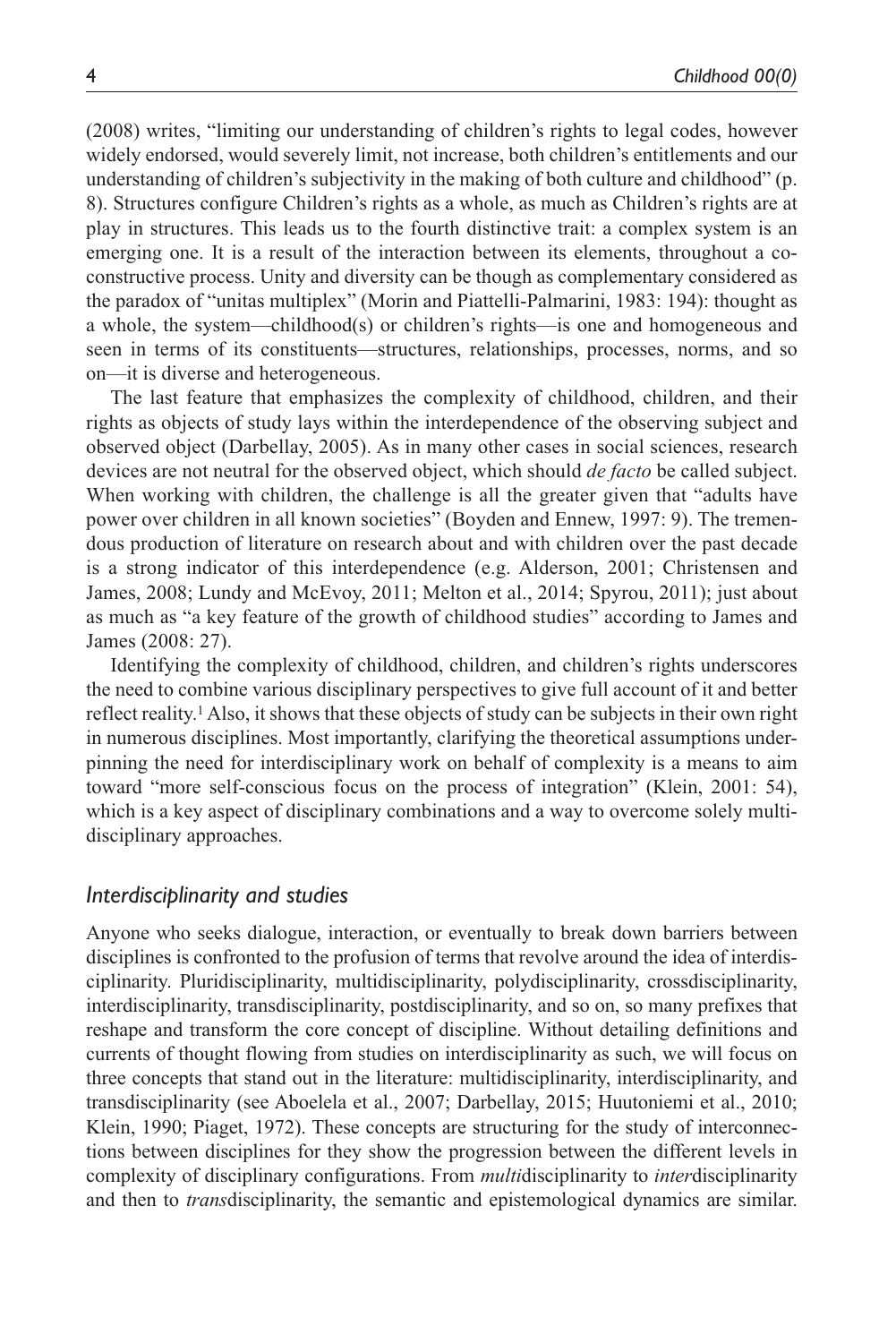(2008) writes, "limiting our understanding of children's rights to legal codes, however widely endorsed, would severely limit, not increase, both children's entitlements and our understanding of children's subjectivity in the making of both culture and childhood" (p. 8). Structures configure Children's rights as a whole, as much as Children's rights are at play in structures. This leads us to the fourth distinctive trait: a complex system is an emerging one. It is a result of the interaction between its elements, throughout a co-constructive process. Unity and diversity can be though as complementary considered as the paradox of "unitas multiplex" (Morin and Piattelli-Palmarini, 1983: 194): thought as a whole, the system—childhood(s) or children's rights—is one and homogeneous and seen in terms of its constituents—structures, relationships, processes, norms, and so on—it is diverse and heterogeneous.

The last feature that emphasizes the complexity of childhood, children, and their rights as objects of study lays within the interdependence of the observing subject and observed object (Darbellay, 2005). As in many other cases in social sciences, research devices are not neutral for the observed object, which should *de facto* be called subject. When working with children, the challenge is all the greater given that "adults have power over children in all known societies" (Boyden and Ennew, 1997: 9). The tremendous production of literature on research about and with children over the past decade is a strong indicator of this interdependence (e.g. Alderson, 2001; Christensen and James, 2008; Lundy and McEvoy, 2011; Melton et al., 2014; Spyrou, 2011); just about as much as "a key feature of the growth of childhood studies" according to James and James (2008: 27).

Identifying the complexity of childhood, children, and children's rights underscores the need to combine various disciplinary perspectives to give full account of it and better reflect reality.[1] Also, it shows that these objects of study can be subjects in their own right in numerous disciplines. Most importantly, clarifying the theoretical assumptions underpinning the need for interdisciplinary work on behalf of complexity is a means to aim toward "more self-conscious focus on the process of integration" (Klein, 2001: 54), which is a key aspect of disciplinary combinations and a way to overcome solely multidisciplinary approaches.

## *Interdisciplinarity and studies*

Anyone who seeks dialogue, interaction, or eventually to break down barriers between disciplines is confronted to the profusion of terms that revolve around the idea of interdisciplinarity. Pluridisciplinarity, multidisciplinarity, polydisciplinarity, crossdisciplinarity, interdisciplinarity, transdisciplinarity, postdisciplinarity, and so on, so many prefixes that reshape and transform the core concept of discipline. Without detailing definitions and currents of thought flowing from studies on interdisciplinarity as such, we will focus on three concepts that stand out in the literature: multidisciplinarity, interdisciplinarity, and transdisciplinarity (see Aboelela et al., 2007; Darbellay, 2015; Huutoniemi et al., 2010; Klein, 1990; Piaget, 1972). These concepts are structuring for the study of interconnections between disciplines for they show the progression between the different levels in complexity of disciplinary configurations. From *multi*disciplinarity to *inter*disciplinarity and then to *trans*disciplinarity, the semantic and epistemological dynamics are similar.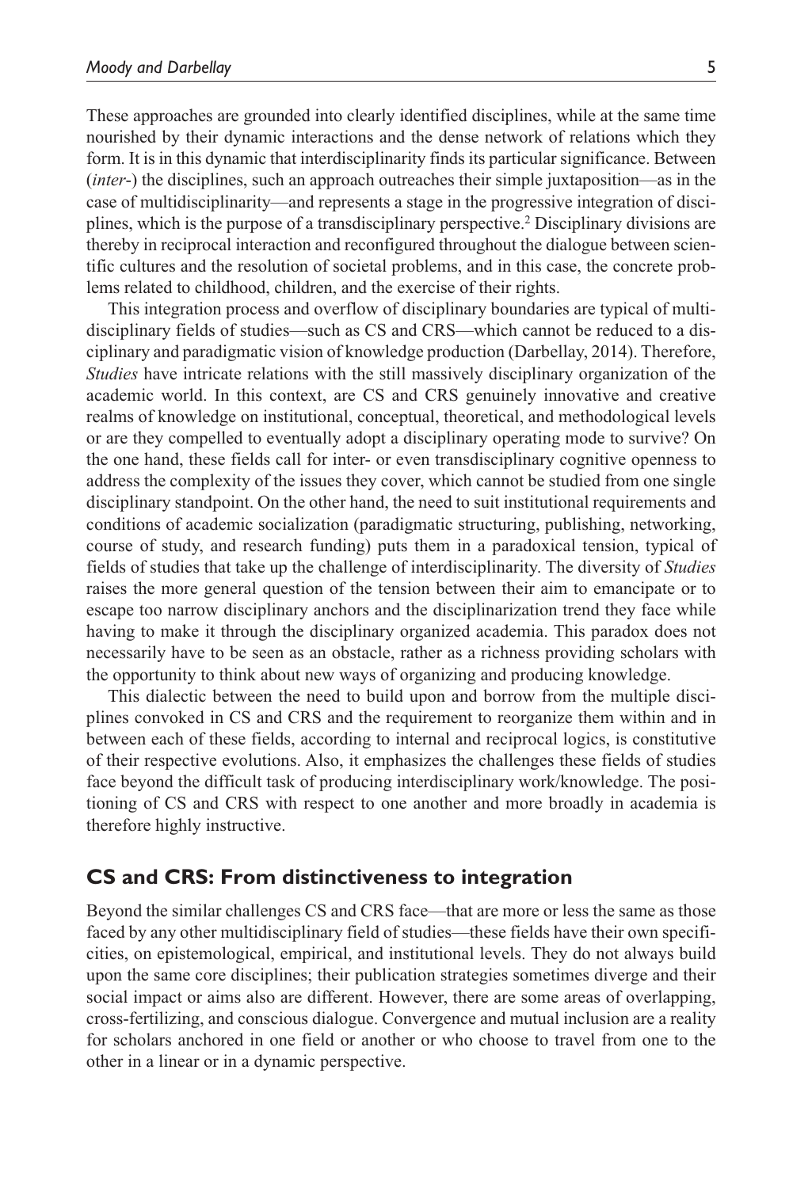These approaches are grounded into clearly identified disciplines, while at the same time nourished by their dynamic interactions and the dense network of relations which they form. It is in this dynamic that interdisciplinarity finds its particular significance. Between (*inter-*) the disciplines, such an approach outreaches their simple juxtaposition—as in the case of multidisciplinarity—and represents a stage in the progressive integration of disciplines, which is the purpose of a transdisciplinary perspective.[2] Disciplinary divisions are thereby in reciprocal interaction and reconfigured throughout the dialogue between scientific cultures and the resolution of societal problems, and in this case, the concrete problems related to childhood, children, and the exercise of their rights.

This integration process and overflow of disciplinary boundaries are typical of multidisciplinary fields of studies—such as CS and CRS—which cannot be reduced to a disciplinary and paradigmatic vision of knowledge production (Darbellay, 2014). Therefore, *Studies* have intricate relations with the still massively disciplinary organization of the academic world. In this context, are CS and CRS genuinely innovative and creative realms of knowledge on institutional, conceptual, theoretical, and methodological levels or are they compelled to eventually adopt a disciplinary operating mode to survive? On the one hand, these fields call for inter- or even transdisciplinary cognitive openness to address the complexity of the issues they cover, which cannot be studied from one single disciplinary standpoint. On the other hand, the need to suit institutional requirements and conditions of academic socialization (paradigmatic structuring, publishing, networking, course of study, and research funding) puts them in a paradoxical tension, typical of fields of studies that take up the challenge of interdisciplinarity. The diversity of *Studies* raises the more general question of the tension between their aim to emancipate or to escape too narrow disciplinary anchors and the disciplinarization trend they face while having to make it through the disciplinary organized academia. This paradox does not necessarily have to be seen as an obstacle, rather as a richness providing scholars with the opportunity to think about new ways of organizing and producing knowledge.

This dialectic between the need to build upon and borrow from the multiple disciplines convoked in CS and CRS and the requirement to reorganize them within and in between each of these fields, according to internal and reciprocal logics, is constitutive of their respective evolutions. Also, it emphasizes the challenges these fields of studies face beyond the difficult task of producing interdisciplinary work/knowledge. The positioning of CS and CRS with respect to one another and more broadly in academia is therefore highly instructive.

## CS and CRS: From distinctiveness to integration

Beyond the similar challenges CS and CRS face—that are more or less the same as those faced by any other multidisciplinary field of studies—these fields have their own specificities, on epistemological, empirical, and institutional levels. They do not always build upon the same core disciplines; their publication strategies sometimes diverge and their social impact or aims also are different. However, there are some areas of overlapping, cross-fertilizing, and conscious dialogue. Convergence and mutual inclusion are a reality for scholars anchored in one field or another or who choose to travel from one to the other in a linear or in a dynamic perspective.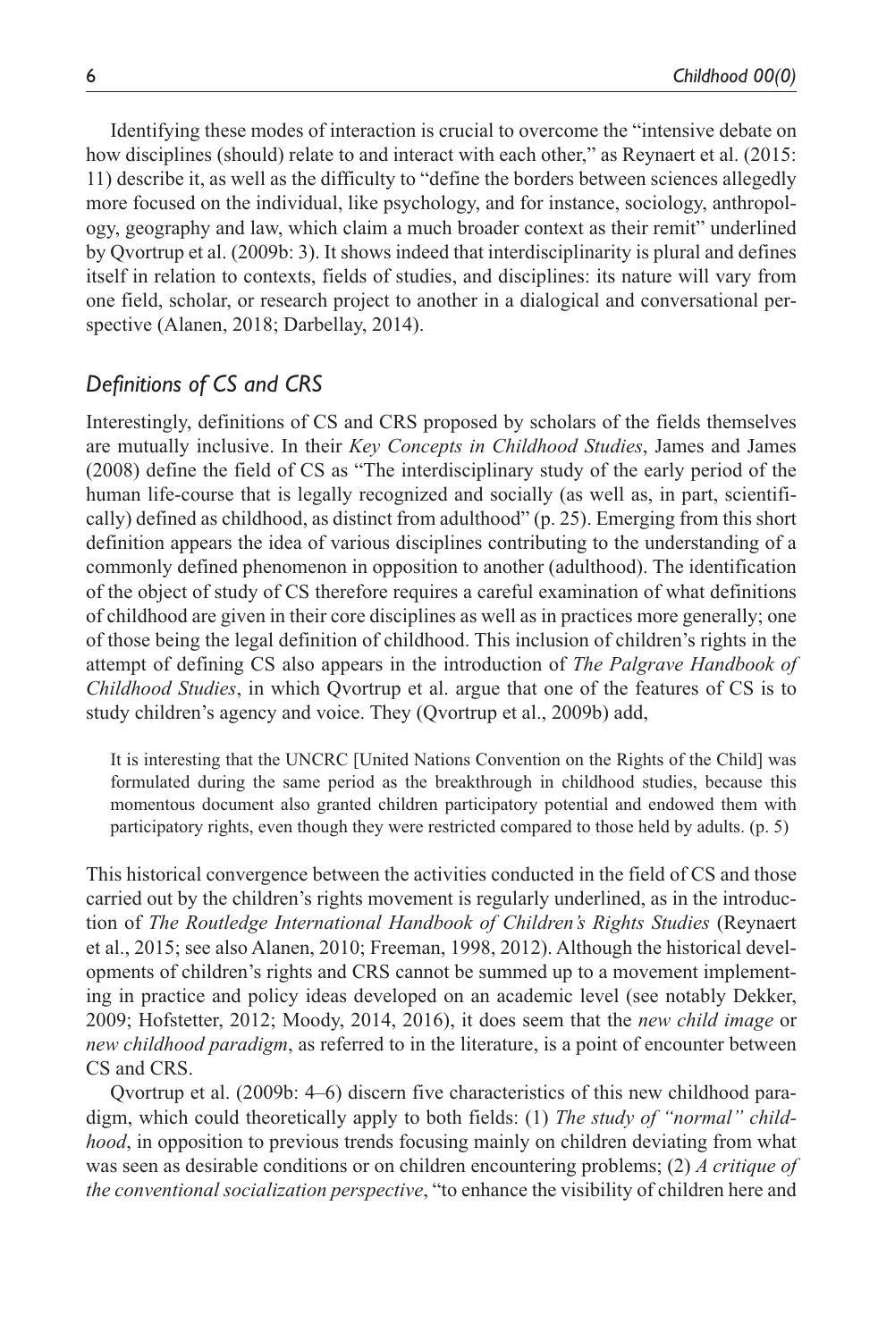Identifying these modes of interaction is crucial to overcome the "intensive debate on how disciplines (should) relate to and interact with each other," as Reynaert et al. (2015: 11) describe it, as well as the difficulty to "define the borders between sciences allegedly more focused on the individual, like psychology, and for instance, sociology, anthropology, geography and law, which claim a much broader context as their remit" underlined by Qvortrup et al. (2009b: 3). It shows indeed that interdisciplinarity is plural and defines itself in relation to contexts, fields of studies, and disciplines: its nature will vary from one field, scholar, or research project to another in a dialogical and conversational perspective (Alanen, 2018; Darbellay, 2014).

## *Definitions of CS and CRS*

Interestingly, definitions of CS and CRS proposed by scholars of the fields themselves are mutually inclusive. In their *Key Concepts in Childhood Studies*, James and James (2008) define the field of CS as "The interdisciplinary study of the early period of the human life-course that is legally recognized and socially (as well as, in part, scientifically) defined as childhood, as distinct from adulthood" (p. 25). Emerging from this short definition appears the idea of various disciplines contributing to the understanding of a commonly defined phenomenon in opposition to another (adulthood). The identification of the object of study of CS therefore requires a careful examination of what definitions of childhood are given in their core disciplines as well as in practices more generally; one of those being the legal definition of childhood. This inclusion of children's rights in the attempt of defining CS also appears in the introduction of *The Palgrave Handbook of Childhood Studies*, in which Qvortrup et al. argue that one of the features of CS is to study children's agency and voice. They (Qvortrup et al., 2009b) add,

> It is interesting that the UNCRC [United Nations Convention on the Rights of the Child] was formulated during the same period as the breakthrough in childhood studies, because this momentous document also granted children participatory potential and endowed them with participatory rights, even though they were restricted compared to those held by adults. (p. 5)

This historical convergence between the activities conducted in the field of CS and those carried out by the children's rights movement is regularly underlined, as in the introduction of *The Routledge International Handbook of Children's Rights Studies* (Reynaert et al., 2015; see also Alanen, 2010; Freeman, 1998, 2012). Although the historical developments of children's rights and CRS cannot be summed up to a movement implementing in practice and policy ideas developed on an academic level (see notably Dekker, 2009; Hofstetter, 2012; Moody, 2014, 2016), it does seem that the *new child image* or *new childhood paradigm*, as referred to in the literature, is a point of encounter between CS and CRS.

Qvortrup et al. (2009b: 4–6) discern five characteristics of this new childhood paradigm, which could theoretically apply to both fields: (1) *The study of "normal" childhood*, in opposition to previous trends focusing mainly on children deviating from what was seen as desirable conditions or on children encountering problems; (2) *A critique of the conventional socialization perspective*, "to enhance the visibility of children here and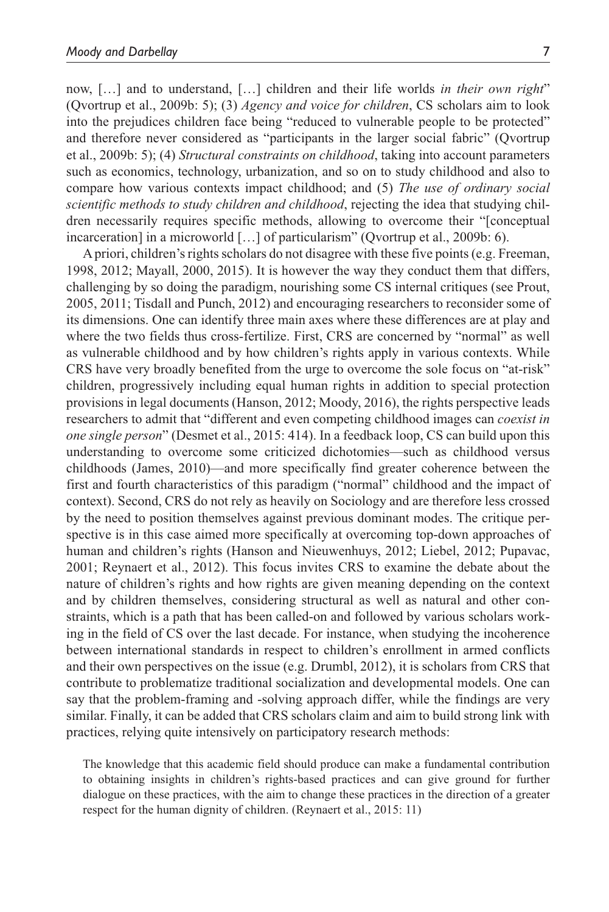now, […] and to understand, […] children and their life worlds *in their own right*" (Qvortrup et al., 2009b: 5); (3) *Agency and voice for children*, CS scholars aim to look into the prejudices children face being "reduced to vulnerable people to be protected" and therefore never considered as "participants in the larger social fabric" (Qvortrup et al., 2009b: 5); (4) *Structural constraints on childhood*, taking into account parameters such as economics, technology, urbanization, and so on to study childhood and also to compare how various contexts impact childhood; and (5) *The use of ordinary social scientific methods to study children and childhood*, rejecting the idea that studying children necessarily requires specific methods, allowing to overcome their "[conceptual incarceration] in a microworld […] of particularism" (Qvortrup et al., 2009b: 6).

A priori, children's rights scholars do not disagree with these five points (e.g. Freeman, 1998, 2012; Mayall, 2000, 2015). It is however the way they conduct them that differs, challenging by so doing the paradigm, nourishing some CS internal critiques (see Prout, 2005, 2011; Tisdall and Punch, 2012) and encouraging researchers to reconsider some of its dimensions. One can identify three main axes where these differences are at play and where the two fields thus cross-fertilize. First, CRS are concerned by "normal" as well as vulnerable childhood and by how children's rights apply in various contexts. While CRS have very broadly benefited from the urge to overcome the sole focus on "at-risk" children, progressively including equal human rights in addition to special protection provisions in legal documents (Hanson, 2012; Moody, 2016), the rights perspective leads researchers to admit that "different and even competing childhood images can *coexist in one single person*" (Desmet et al., 2015: 414). In a feedback loop, CS can build upon this understanding to overcome some criticized dichotomies—such as childhood versus childhoods (James, 2010)—and more specifically find greater coherence between the first and fourth characteristics of this paradigm ("normal" childhood and the impact of context). Second, CRS do not rely as heavily on Sociology and are therefore less crossed by the need to position themselves against previous dominant modes. The critique perspective is in this case aimed more specifically at overcoming top-down approaches of human and children's rights (Hanson and Nieuwenhuys, 2012; Liebel, 2012; Pupavac, 2001; Reynaert et al., 2012). This focus invites CRS to examine the debate about the nature of children's rights and how rights are given meaning depending on the context and by children themselves, considering structural as well as natural and other constraints, which is a path that has been called-on and followed by various scholars working in the field of CS over the last decade. For instance, when studying the incoherence between international standards in respect to children's enrollment in armed conflicts and their own perspectives on the issue (e.g. Drumbl, 2012), it is scholars from CRS that contribute to problematize traditional socialization and developmental models. One can say that the problem-framing and -solving approach differ, while the findings are very similar. Finally, it can be added that CRS scholars claim and aim to build strong link with practices, relying quite intensively on participatory research methods:

> The knowledge that this academic field should produce can make a fundamental contribution to obtaining insights in children's rights-based practices and can give ground for further dialogue on these practices, with the aim to change these practices in the direction of a greater respect for the human dignity of children. (Reynaert et al., 2015: 11)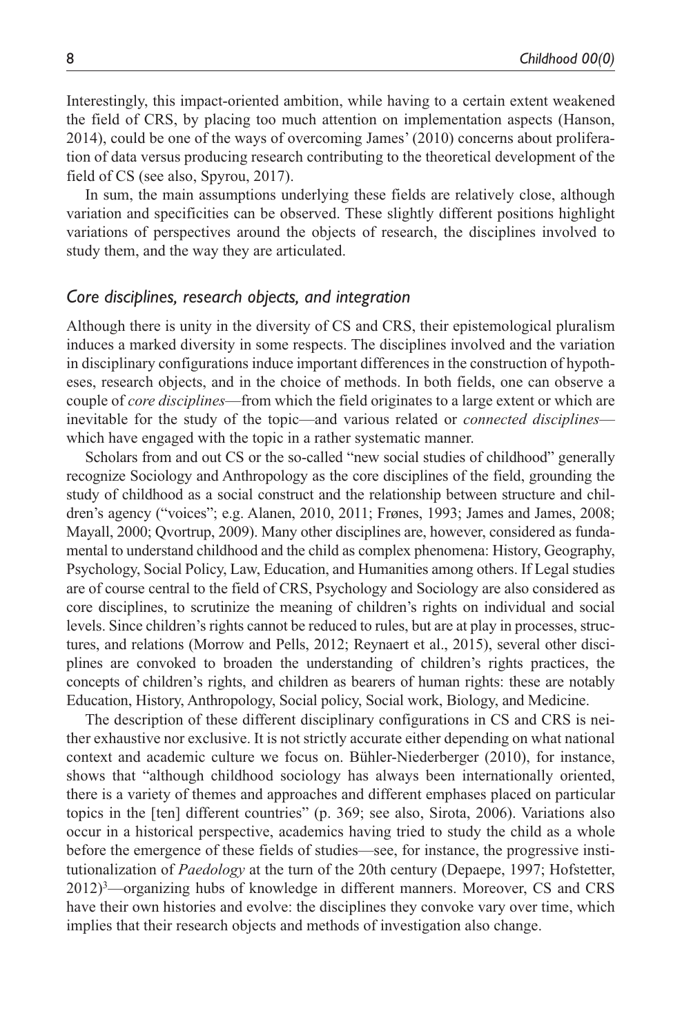Interestingly, this impact-oriented ambition, while having to a certain extent weakened the field of CRS, by placing too much attention on implementation aspects (Hanson, 2014), could be one of the ways of overcoming James' (2010) concerns about proliferation of data versus producing research contributing to the theoretical development of the field of CS (see also, Spyrou, 2017).

In sum, the main assumptions underlying these fields are relatively close, although variation and specificities can be observed. These slightly different positions highlight variations of perspectives around the objects of research, the disciplines involved to study them, and the way they are articulated.

### *Core disciplines, research objects, and integration*

Although there is unity in the diversity of CS and CRS, their epistemological pluralism induces a marked diversity in some respects. The disciplines involved and the variation in disciplinary configurations induce important differences in the construction of hypotheses, research objects, and in the choice of methods. In both fields, one can observe a couple of *core disciplines*—from which the field originates to a large extent or which are inevitable for the study of the topic—and various related or *connected disciplines*—which have engaged with the topic in a rather systematic manner.

Scholars from and out CS or the so-called "new social studies of childhood" generally recognize Sociology and Anthropology as the core disciplines of the field, grounding the study of childhood as a social construct and the relationship between structure and children's agency ("voices"; e.g. Alanen, 2010, 2011; Frønes, 1993; James and James, 2008; Mayall, 2000; Qvortrup, 2009). Many other disciplines are, however, considered as fundamental to understand childhood and the child as complex phenomena: History, Geography, Psychology, Social Policy, Law, Education, and Humanities among others. If Legal studies are of course central to the field of CRS, Psychology and Sociology are also considered as core disciplines, to scrutinize the meaning of children's rights on individual and social levels. Since children's rights cannot be reduced to rules, but are at play in processes, structures, and relations (Morrow and Pells, 2012; Reynaert et al., 2015), several other disciplines are convoked to broaden the understanding of children's rights practices, the concepts of children's rights, and children as bearers of human rights: these are notably Education, History, Anthropology, Social policy, Social work, Biology, and Medicine.

The description of these different disciplinary configurations in CS and CRS is neither exhaustive nor exclusive. It is not strictly accurate either depending on what national context and academic culture we focus on. Bühler-Niederberger (2010), for instance, shows that "although childhood sociology has always been internationally oriented, there is a variety of themes and approaches and different emphases placed on particular topics in the [ten] different countries" (p. 369; see also, Sirota, 2006). Variations also occur in a historical perspective, academics having tried to study the child as a whole before the emergence of these fields of studies—see, for instance, the progressive institutionalization of *Paedology* at the turn of the 20th century (Depaepe, 1997; Hofstetter, 2012)[3]—organizing hubs of knowledge in different manners. Moreover, CS and CRS have their own histories and evolve: the disciplines they convoke vary over time, which implies that their research objects and methods of investigation also change.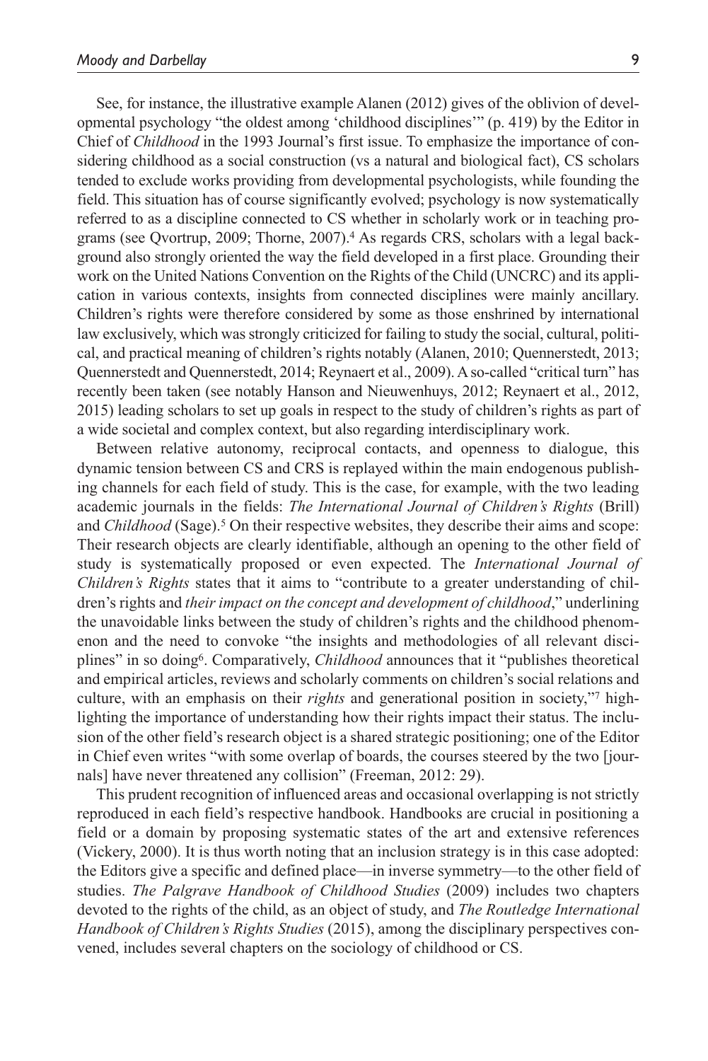See, for instance, the illustrative example Alanen (2012) gives of the oblivion of developmental psychology "the oldest among 'childhood disciplines'" (p. 419) by the Editor in Chief of *Childhood* in the 1993 Journal's first issue. To emphasize the importance of considering childhood as a social construction (vs a natural and biological fact), CS scholars tended to exclude works providing from developmental psychologists, while founding the field. This situation has of course significantly evolved; psychology is now systematically referred to as a discipline connected to CS whether in scholarly work or in teaching programs (see Qvortrup, 2009; Thorne, 2007).[4] As regards CRS, scholars with a legal background also strongly oriented the way the field developed in a first place. Grounding their work on the United Nations Convention on the Rights of the Child (UNCRC) and its application in various contexts, insights from connected disciplines were mainly ancillary. Children's rights were therefore considered by some as those enshrined by international law exclusively, which was strongly criticized for failing to study the social, cultural, political, and practical meaning of children's rights notably (Alanen, 2010; Quennerstedt, 2013; Quennerstedt and Quennerstedt, 2014; Reynaert et al., 2009). A so-called "critical turn" has recently been taken (see notably Hanson and Nieuwenhuys, 2012; Reynaert et al., 2012, 2015) leading scholars to set up goals in respect to the study of children's rights as part of a wide societal and complex context, but also regarding interdisciplinary work.

Between relative autonomy, reciprocal contacts, and openness to dialogue, this dynamic tension between CS and CRS is replayed within the main endogenous publishing channels for each field of study. This is the case, for example, with the two leading academic journals in the fields: *The International Journal of Children's Rights* (Brill) and *Childhood* (Sage).[5] On their respective websites, they describe their aims and scope: Their research objects are clearly identifiable, although an opening to the other field of study is systematically proposed or even expected. The *International Journal of Children's Rights* states that it aims to "contribute to a greater understanding of children's rights and *their impact on the concept and development of childhood*," underlining the unavoidable links between the study of children's rights and the childhood phenomenon and the need to convoke "the insights and methodologies of all relevant disciplines" in so doing[6]. Comparatively, *Childhood* announces that it "publishes theoretical and empirical articles, reviews and scholarly comments on children's social relations and culture, with an emphasis on their *rights* and generational position in society,"[7] highlighting the importance of understanding how their rights impact their status. The inclusion of the other field's research object is a shared strategic positioning; one of the Editor in Chief even writes "with some overlap of boards, the courses steered by the two [journals] have never threatened any collision" (Freeman, 2012: 29).

This prudent recognition of influenced areas and occasional overlapping is not strictly reproduced in each field's respective handbook. Handbooks are crucial in positioning a field or a domain by proposing systematic states of the art and extensive references (Vickery, 2000). It is thus worth noting that an inclusion strategy is in this case adopted: the Editors give a specific and defined place—in inverse symmetry—to the other field of studies. *The Palgrave Handbook of Childhood Studies* (2009) includes two chapters devoted to the rights of the child, as an object of study, and *The Routledge International Handbook of Children's Rights Studies* (2015), among the disciplinary perspectives convened, includes several chapters on the sociology of childhood or CS.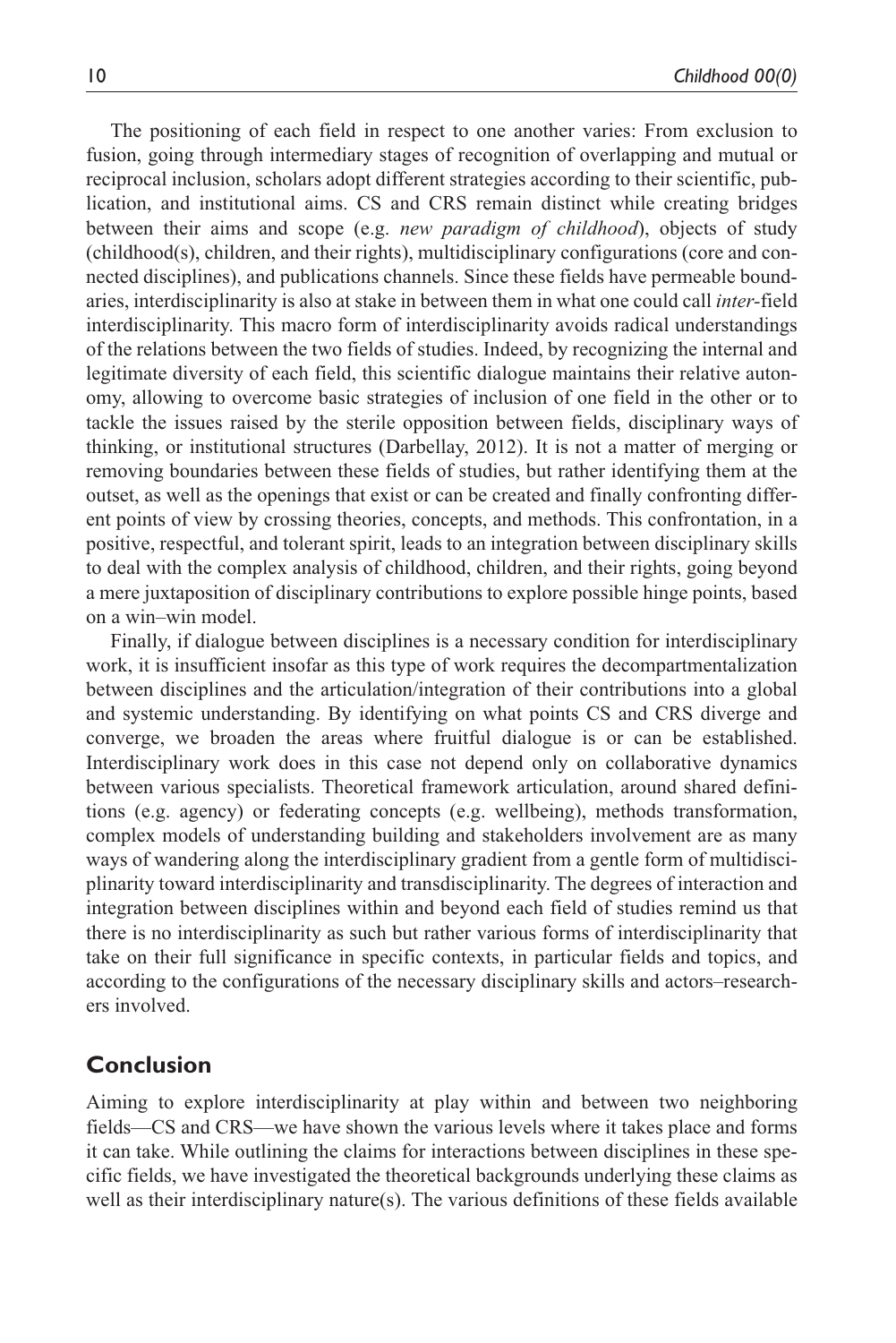The positioning of each field in respect to one another varies: From exclusion to fusion, going through intermediary stages of recognition of overlapping and mutual or reciprocal inclusion, scholars adopt different strategies according to their scientific, publication, and institutional aims. CS and CRS remain distinct while creating bridges between their aims and scope (e.g. *new paradigm of childhood*), objects of study (childhood(s), children, and their rights), multidisciplinary configurations (core and connected disciplines), and publications channels. Since these fields have permeable boundaries, interdisciplinarity is also at stake in between them in what one could call *inter*-field interdisciplinarity. This macro form of interdisciplinarity avoids radical understandings of the relations between the two fields of studies. Indeed, by recognizing the internal and legitimate diversity of each field, this scientific dialogue maintains their relative autonomy, allowing to overcome basic strategies of inclusion of one field in the other or to tackle the issues raised by the sterile opposition between fields, disciplinary ways of thinking, or institutional structures (Darbellay, 2012). It is not a matter of merging or removing boundaries between these fields of studies, but rather identifying them at the outset, as well as the openings that exist or can be created and finally confronting different points of view by crossing theories, concepts, and methods. This confrontation, in a positive, respectful, and tolerant spirit, leads to an integration between disciplinary skills to deal with the complex analysis of childhood, children, and their rights, going beyond a mere juxtaposition of disciplinary contributions to explore possible hinge points, based on a win–win model.

Finally, if dialogue between disciplines is a necessary condition for interdisciplinary work, it is insufficient insofar as this type of work requires the decompartmentalization between disciplines and the articulation/integration of their contributions into a global and systemic understanding. By identifying on what points CS and CRS diverge and converge, we broaden the areas where fruitful dialogue is or can be established. Interdisciplinary work does in this case not depend only on collaborative dynamics between various specialists. Theoretical framework articulation, around shared definitions (e.g. agency) or federating concepts (e.g. wellbeing), methods transformation, complex models of understanding building and stakeholders involvement are as many ways of wandering along the interdisciplinary gradient from a gentle form of multidisciplinarity toward interdisciplinarity and transdisciplinarity. The degrees of interaction and integration between disciplines within and beyond each field of studies remind us that there is no interdisciplinarity as such but rather various forms of interdisciplinarity that take on their full significance in specific contexts, in particular fields and topics, and according to the configurations of the necessary disciplinary skills and actors–researchers involved.

## Conclusion

Aiming to explore interdisciplinarity at play within and between two neighboring fields—CS and CRS—we have shown the various levels where it takes place and forms it can take. While outlining the claims for interactions between disciplines in these specific fields, we have investigated the theoretical backgrounds underlying these claims as well as their interdisciplinary nature(s). The various definitions of these fields available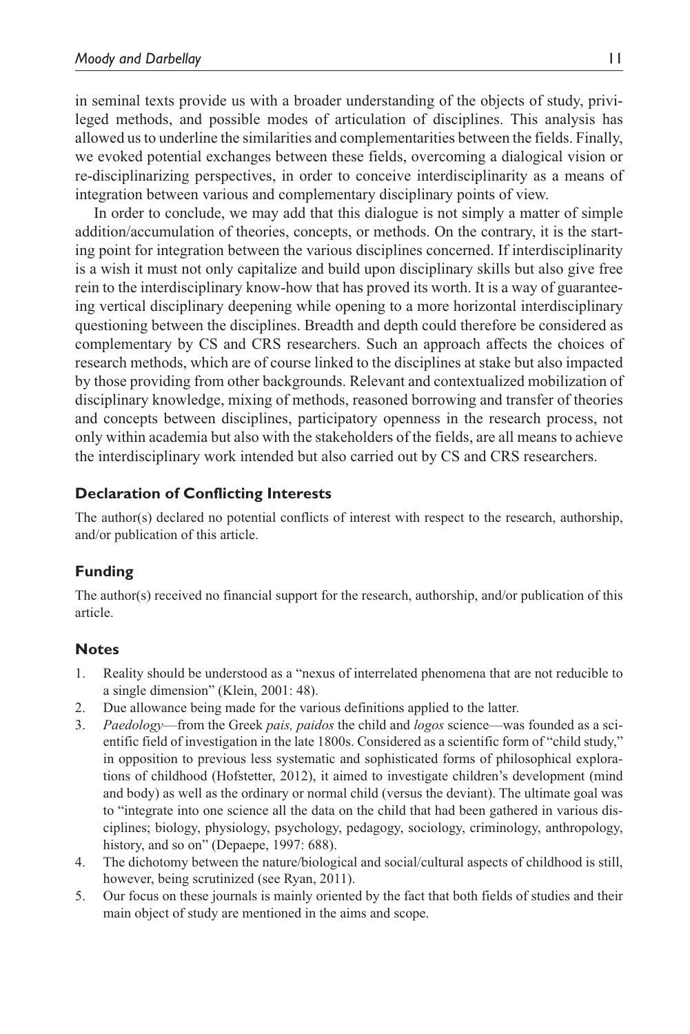in seminal texts provide us with a broader understanding of the objects of study, privileged methods, and possible modes of articulation of disciplines. This analysis has allowed us to underline the similarities and complementarities between the fields. Finally, we evoked potential exchanges between these fields, overcoming a dialogical vision or re-disciplinarizing perspectives, in order to conceive interdisciplinarity as a means of integration between various and complementary disciplinary points of view.

In order to conclude, we may add that this dialogue is not simply a matter of simple addition/accumulation of theories, concepts, or methods. On the contrary, it is the starting point for integration between the various disciplines concerned. If interdisciplinarity is a wish it must not only capitalize and build upon disciplinary skills but also give free rein to the interdisciplinary know-how that has proved its worth. It is a way of guaranteeing vertical disciplinary deepening while opening to a more horizontal interdisciplinary questioning between the disciplines. Breadth and depth could therefore be considered as complementary by CS and CRS researchers. Such an approach affects the choices of research methods, which are of course linked to the disciplines at stake but also impacted by those providing from other backgrounds. Relevant and contextualized mobilization of disciplinary knowledge, mixing of methods, reasoned borrowing and transfer of theories and concepts between disciplines, participatory openness in the research process, not only within academia but also with the stakeholders of the fields, are all means to achieve the interdisciplinary work intended but also carried out by CS and CRS researchers.

### Declaration of Conflicting Interests

The author(s) declared no potential conflicts of interest with respect to the research, authorship, and/or publication of this article.

### Funding

The author(s) received no financial support for the research, authorship, and/or publication of this article.

### Notes

1. Reality should be understood as a "nexus of interrelated phenomena that are not reducible to a single dimension" (Klein, 2001: 48).
2. Due allowance being made for the various definitions applied to the latter.
3. *Paedology*—from the Greek *pais, paidos* the child and *logos* science—was founded as a scientific field of investigation in the late 1800s. Considered as a scientific form of "child study," in opposition to previous less systematic and sophisticated forms of philosophical explorations of childhood (Hofstetter, 2012), it aimed to investigate children's development (mind and body) as well as the ordinary or normal child (versus the deviant). The ultimate goal was to "integrate into one science all the data on the child that had been gathered in various disciplines; biology, physiology, psychology, pedagogy, sociology, criminology, anthropology, history, and so on" (Depaepe, 1997: 688).
4. The dichotomy between the nature/biological and social/cultural aspects of childhood is still, however, being scrutinized (see Ryan, 2011).
5. Our focus on these journals is mainly oriented by the fact that both fields of studies and their main object of study are mentioned in the aims and scope.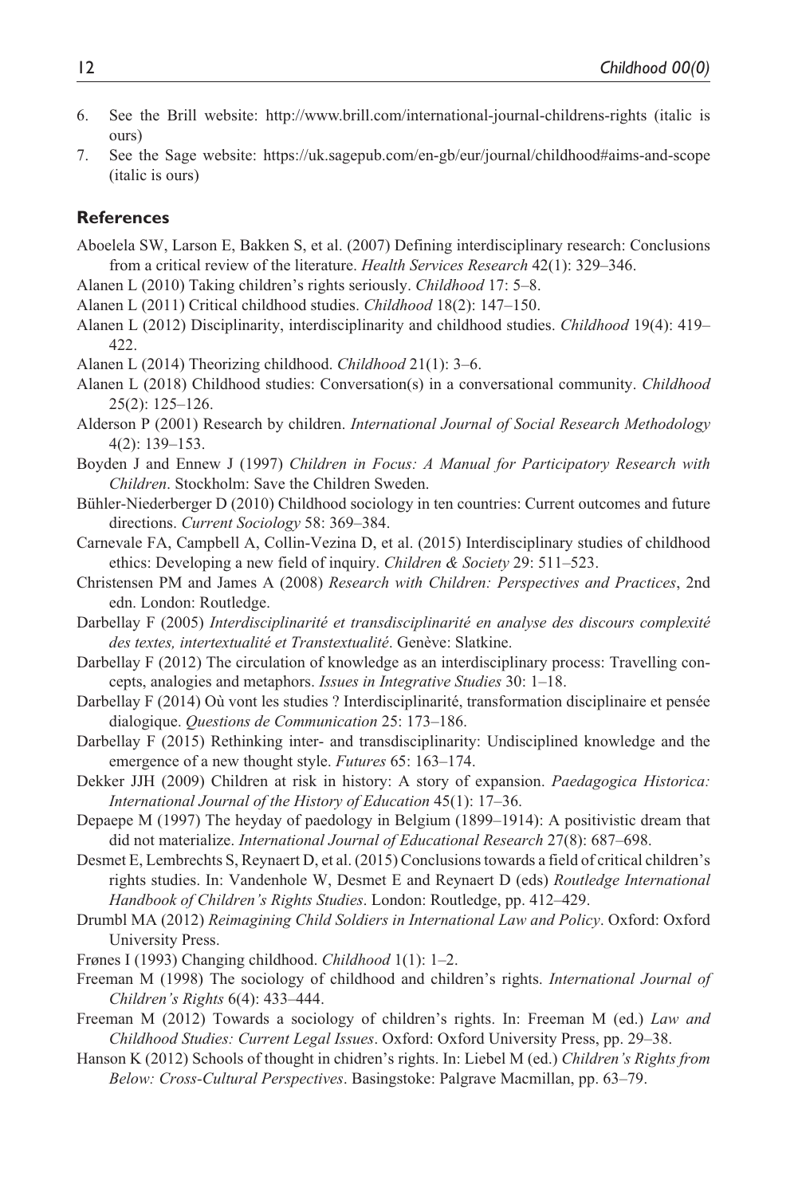6. See the Brill website: http://www.brill.com/international-journal-childrens-rights (italic is ours)
7. See the Sage website: https://uk.sagepub.com/en-gb/eur/journal/childhood#aims-and-scope (italic is ours)

## References

Aboelela SW, Larson E, Bakken S, et al. (2007) Defining interdisciplinary research: Conclusions from a critical review of the literature. *Health Services Research* 42(1): 329–346.

Alanen L (2010) Taking children's rights seriously. *Childhood* 17: 5–8.

Alanen L (2011) Critical childhood studies. *Childhood* 18(2): 147–150.

Alanen L (2012) Disciplinarity, interdisciplinarity and childhood studies. *Childhood* 19(4): 419–422.

Alanen L (2014) Theorizing childhood. *Childhood* 21(1): 3–6.

Alanen L (2018) Childhood studies: Conversation(s) in a conversational community. *Childhood* 25(2): 125–126.

Alderson P (2001) Research by children. *International Journal of Social Research Methodology* 4(2): 139–153.

Boyden J and Ennew J (1997) *Children in Focus: A Manual for Participatory Research with Children*. Stockholm: Save the Children Sweden.

Bühler-Niederberger D (2010) Childhood sociology in ten countries: Current outcomes and future directions. *Current Sociology* 58: 369–384.

Carnevale FA, Campbell A, Collin-Vezina D, et al. (2015) Interdisciplinary studies of childhood ethics: Developing a new field of inquiry. *Children & Society* 29: 511–523.

Christensen PM and James A (2008) *Research with Children: Perspectives and Practices*, 2nd edn. London: Routledge.

Darbellay F (2005) *Interdisciplinarité et transdisciplinarité en analyse des discours complexité des textes, intertextualité et Transtextualité*. Genève: Slatkine.

Darbellay F (2012) The circulation of knowledge as an interdisciplinary process: Travelling concepts, analogies and metaphors. *Issues in Integrative Studies* 30: 1–18.

Darbellay F (2014) Où vont les studies ? Interdisciplinarité, transformation disciplinaire et pensée dialogique. *Questions de Communication* 25: 173–186.

Darbellay F (2015) Rethinking inter- and transdisciplinarity: Undisciplined knowledge and the emergence of a new thought style. *Futures* 65: 163–174.

Dekker JJH (2009) Children at risk in history: A story of expansion. *Paedagogica Historica: International Journal of the History of Education* 45(1): 17–36.

Depaepe M (1997) The heyday of paedology in Belgium (1899–1914): A positivistic dream that did not materialize. *International Journal of Educational Research* 27(8): 687–698.

Desmet E, Lembrechts S, Reynaert D, et al. (2015) Conclusions towards a field of critical children's rights studies. In: Vandenhole W, Desmet E and Reynaert D (eds) *Routledge International Handbook of Children's Rights Studies*. London: Routledge, pp. 412–429.

Drumbl MA (2012) *Reimagining Child Soldiers in International Law and Policy*. Oxford: Oxford University Press.

Frønes I (1993) Changing childhood. *Childhood* 1(1): 1–2.

Freeman M (1998) The sociology of childhood and children's rights. *International Journal of Children's Rights* 6(4): 433–444.

Freeman M (2012) Towards a sociology of children's rights. In: Freeman M (ed.) *Law and Childhood Studies: Current Legal Issues*. Oxford: Oxford University Press, pp. 29–38.

Hanson K (2012) Schools of thought in chidren's rights. In: Liebel M (ed.) *Children's Rights from Below: Cross-Cultural Perspectives*. Basingstoke: Palgrave Macmillan, pp. 63–79.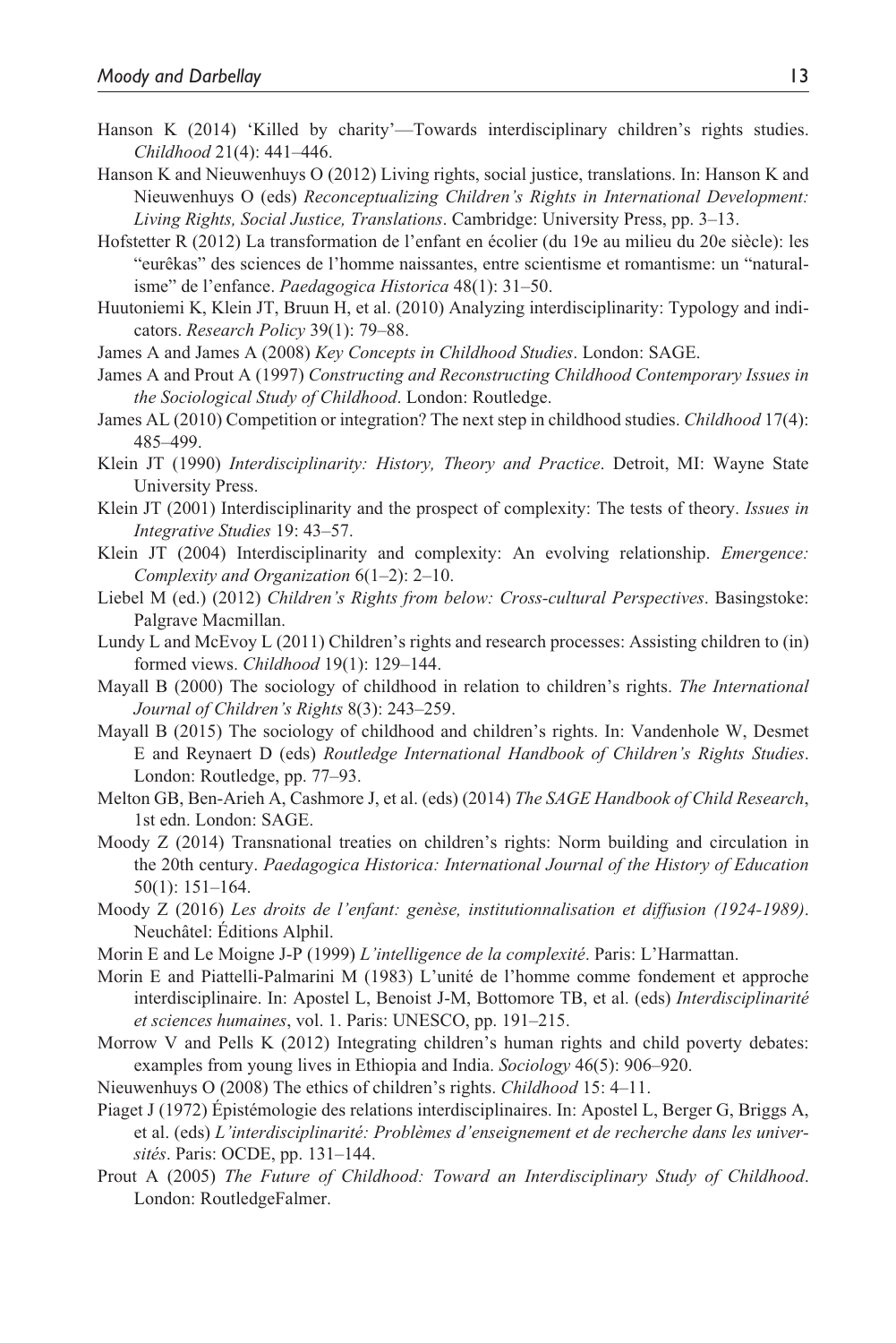Hanson K (2014) 'Killed by charity'—Towards interdisciplinary children's rights studies. *Childhood* 21(4): 441–446.

Hanson K and Nieuwenhuys O (2012) Living rights, social justice, translations. In: Hanson K and Nieuwenhuys O (eds) *Reconceptualizing Children's Rights in International Development: Living Rights, Social Justice, Translations*. Cambridge: University Press, pp. 3–13.

Hofstetter R (2012) La transformation de l'enfant en écolier (du 19e au milieu du 20e siècle): les "eurêkas" des sciences de l'homme naissantes, entre scientisme et romantisme: un "naturalisme" de l'enfance. *Paedagogica Historica* 48(1): 31–50.

Huutoniemi K, Klein JT, Bruun H, et al. (2010) Analyzing interdisciplinarity: Typology and indicators. *Research Policy* 39(1): 79–88.

James A and James A (2008) *Key Concepts in Childhood Studies*. London: SAGE.

James A and Prout A (1997) *Constructing and Reconstructing Childhood Contemporary Issues in the Sociological Study of Childhood*. London: Routledge.

James AL (2010) Competition or integration? The next step in childhood studies. *Childhood* 17(4): 485–499.

Klein JT (1990) *Interdisciplinarity: History, Theory and Practice*. Detroit, MI: Wayne State University Press.

Klein JT (2001) Interdisciplinarity and the prospect of complexity: The tests of theory. *Issues in Integrative Studies* 19: 43–57.

Klein JT (2004) Interdisciplinarity and complexity: An evolving relationship. *Emergence: Complexity and Organization* 6(1–2): 2–10.

Liebel M (ed.) (2012) *Children's Rights from below: Cross-cultural Perspectives*. Basingstoke: Palgrave Macmillan.

Lundy L and McEvoy L (2011) Children's rights and research processes: Assisting children to (in) formed views. *Childhood* 19(1): 129–144.

Mayall B (2000) The sociology of childhood in relation to children's rights. *The International Journal of Children's Rights* 8(3): 243–259.

Mayall B (2015) The sociology of childhood and children's rights. In: Vandenhole W, Desmet E and Reynaert D (eds) *Routledge International Handbook of Children's Rights Studies*. London: Routledge, pp. 77–93.

Melton GB, Ben-Arieh A, Cashmore J, et al. (eds) (2014) *The SAGE Handbook of Child Research*, 1st edn. London: SAGE.

Moody Z (2014) Transnational treaties on children's rights: Norm building and circulation in the 20th century. *Paedagogica Historica: International Journal of the History of Education* 50(1): 151–164.

Moody Z (2016) *Les droits de l'enfant: genèse, institutionnalisation et diffusion (1924-1989)*. Neuchâtel: Éditions Alphil.

Morin E and Le Moigne J-P (1999) *L'intelligence de la complexité*. Paris: L'Harmattan.

Morin E and Piattelli-Palmarini M (1983) L'unité de l'homme comme fondement et approche interdisciplinaire. In: Apostel L, Benoist J-M, Bottomore TB, et al. (eds) *Interdisciplinarité et sciences humaines*, vol. 1. Paris: UNESCO, pp. 191–215.

Morrow V and Pells K (2012) Integrating children's human rights and child poverty debates: examples from young lives in Ethiopia and India. *Sociology* 46(5): 906–920.

Nieuwenhuys O (2008) The ethics of children's rights. *Childhood* 15: 4–11.

Piaget J (1972) Épistémologie des relations interdisciplinaires. In: Apostel L, Berger G, Briggs A, et al. (eds) *L'interdisciplinarité: Problèmes d'enseignement et de recherche dans les universités*. Paris: OCDE, pp. 131–144.

Prout A (2005) *The Future of Childhood: Toward an Interdisciplinary Study of Childhood*. London: RoutledgeFalmer.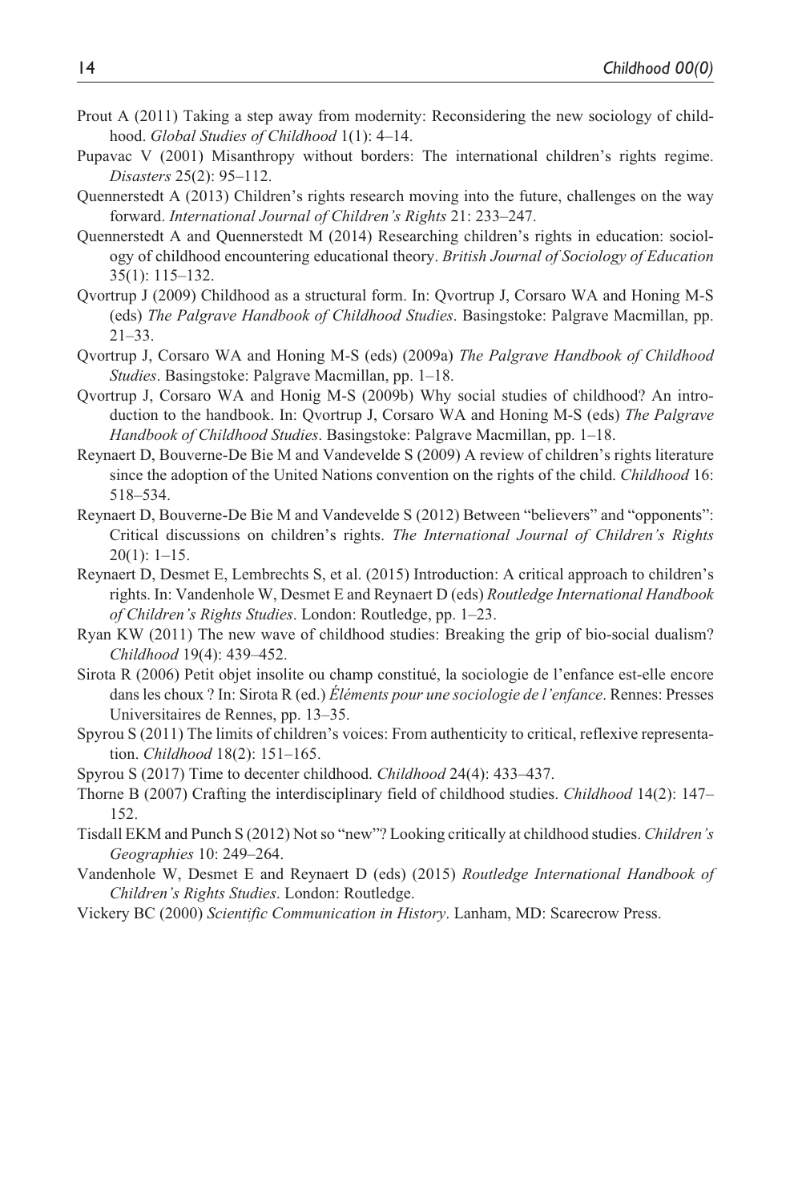Prout A (2011) Taking a step away from modernity: Reconsidering the new sociology of childhood. *Global Studies of Childhood* 1(1): 4–14.

Pupavac V (2001) Misanthropy without borders: The international children's rights regime. *Disasters* 25(2): 95–112.

Quennerstedt A (2013) Children's rights research moving into the future, challenges on the way forward. *International Journal of Children's Rights* 21: 233–247.

Quennerstedt A and Quennerstedt M (2014) Researching children's rights in education: sociology of childhood encountering educational theory. *British Journal of Sociology of Education* 35(1): 115–132.

Qvortrup J (2009) Childhood as a structural form. In: Qvortrup J, Corsaro WA and Honing M-S (eds) *The Palgrave Handbook of Childhood Studies*. Basingstoke: Palgrave Macmillan, pp. 21–33.

Qvortrup J, Corsaro WA and Honing M-S (eds) (2009a) *The Palgrave Handbook of Childhood Studies*. Basingstoke: Palgrave Macmillan, pp. 1–18.

Qvortrup J, Corsaro WA and Honig M-S (2009b) Why social studies of childhood? An introduction to the handbook. In: Qvortrup J, Corsaro WA and Honing M-S (eds) *The Palgrave Handbook of Childhood Studies*. Basingstoke: Palgrave Macmillan, pp. 1–18.

Reynaert D, Bouverne-De Bie M and Vandevelde S (2009) A review of children's rights literature since the adoption of the United Nations convention on the rights of the child. *Childhood* 16: 518–534.

Reynaert D, Bouverne-De Bie M and Vandevelde S (2012) Between "believers" and "opponents": Critical discussions on children's rights. *The International Journal of Children's Rights* 20(1): 1–15.

Reynaert D, Desmet E, Lembrechts S, et al. (2015) Introduction: A critical approach to children's rights. In: Vandenhole W, Desmet E and Reynaert D (eds) *Routledge International Handbook of Children's Rights Studies*. London: Routledge, pp. 1–23.

Ryan KW (2011) The new wave of childhood studies: Breaking the grip of bio-social dualism? *Childhood* 19(4): 439–452.

Sirota R (2006) Petit objet insolite ou champ constitué, la sociologie de l'enfance est-elle encore dans les choux ? In: Sirota R (ed.) *Éléments pour une sociologie de l'enfance*. Rennes: Presses Universitaires de Rennes, pp. 13–35.

Spyrou S (2011) The limits of children's voices: From authenticity to critical, reflexive representation. *Childhood* 18(2): 151–165.

Spyrou S (2017) Time to decenter childhood. *Childhood* 24(4): 433–437.

Thorne B (2007) Crafting the interdisciplinary field of childhood studies. *Childhood* 14(2): 147–152.

Tisdall EKM and Punch S (2012) Not so "new"? Looking critically at childhood studies. *Children's Geographies* 10: 249–264.

Vandenhole W, Desmet E and Reynaert D (eds) (2015) *Routledge International Handbook of Children's Rights Studies*. London: Routledge.

Vickery BC (2000) *Scientific Communication in History*. Lanham, MD: Scarecrow Press.